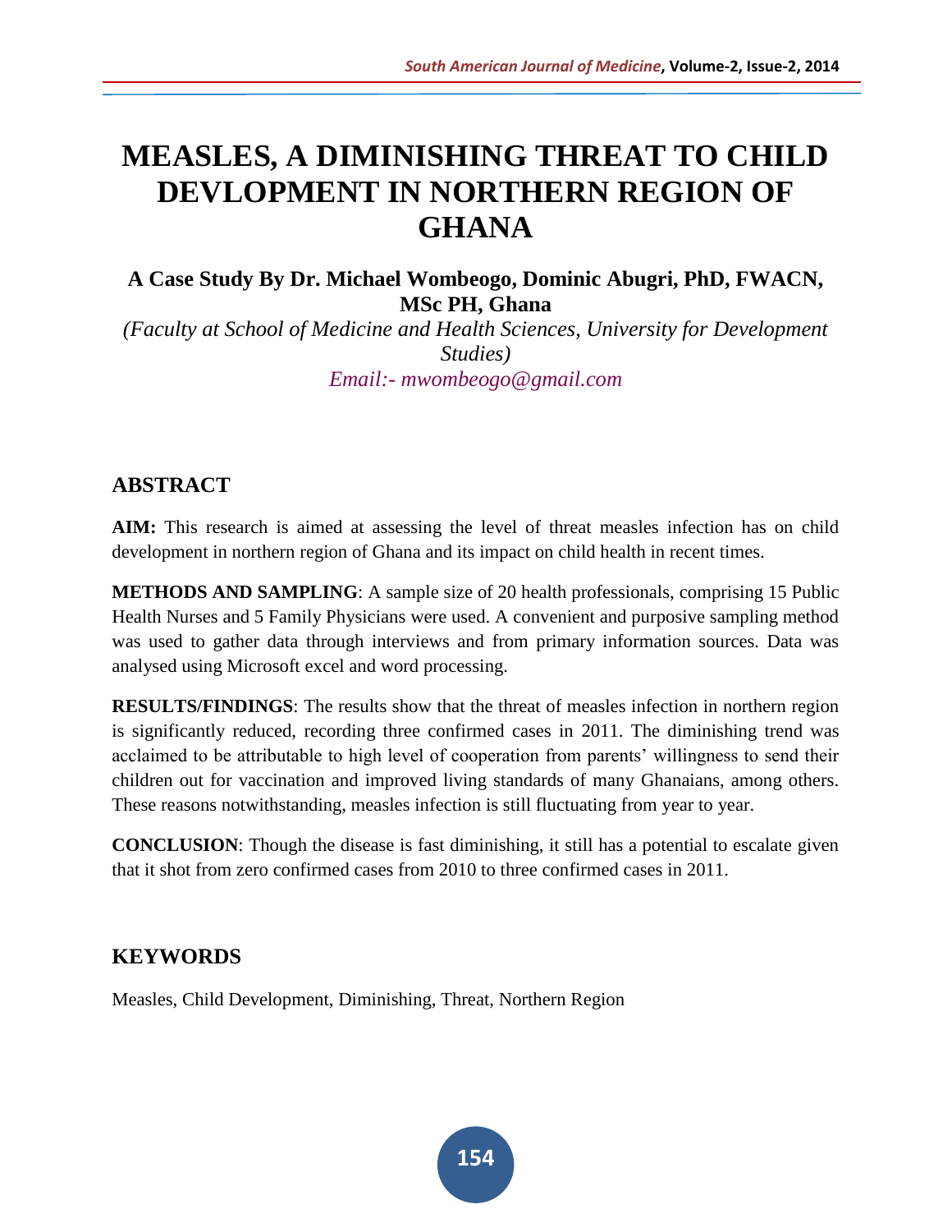# MEASLES, A DIMINISHING THREAT TO CHILD DEVLOPMENT IN NORTHERN REGION OF GHANA

**A Case Study By Dr. Michael Wombeogo, Dominic Abugri, PhD, FWACN, MSc PH, Ghana**

*(Faculty at School of Medicine and Health Sciences, University for Development Studies)*

*Email:- mwombeogo@gmail.com*

## ABSTRACT

**AIM:** This research is aimed at assessing the level of threat measles infection has on child development in northern region of Ghana and its impact on child health in recent times.

**METHODS AND SAMPLING**: A sample size of 20 health professionals, comprising 15 Public Health Nurses and 5 Family Physicians were used. A convenient and purposive sampling method was used to gather data through interviews and from primary information sources. Data was analysed using Microsoft excel and word processing.

**RESULTS/FINDINGS**: The results show that the threat of measles infection in northern region is significantly reduced, recording three confirmed cases in 2011. The diminishing trend was acclaimed to be attributable to high level of cooperation from parents' willingness to send their children out for vaccination and improved living standards of many Ghanaians, among others. These reasons notwithstanding, measles infection is still fluctuating from year to year.

**CONCLUSION**: Though the disease is fast diminishing, it still has a potential to escalate given that it shot from zero confirmed cases from 2010 to three confirmed cases in 2011.

## KEYWORDS

Measles, Child Development, Diminishing, Threat, Northern Region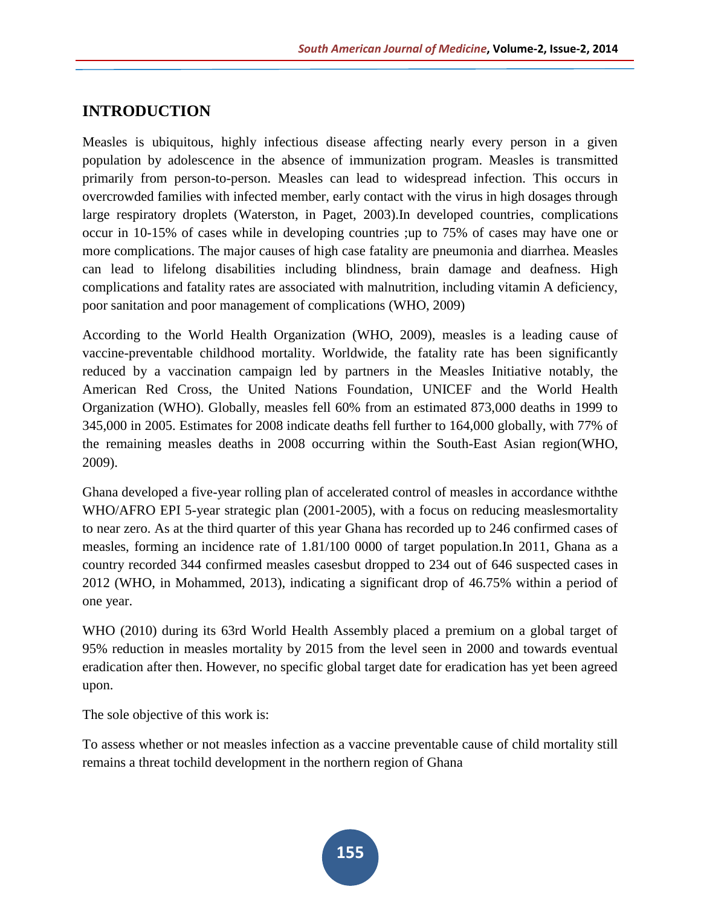## INTRODUCTION

Measles is ubiquitous, highly infectious disease affecting nearly every person in a given population by adolescence in the absence of immunization program. Measles is transmitted primarily from person-to-person. Measles can lead to widespread infection. This occurs in overcrowded families with infected member, early contact with the virus in high dosages through large respiratory droplets (Waterston, in Paget, 2003).In developed countries, complications occur in 10-15% of cases while in developing countries ;up to 75% of cases may have one or more complications. The major causes of high case fatality are pneumonia and diarrhea. Measles can lead to lifelong disabilities including blindness, brain damage and deafness. High complications and fatality rates are associated with malnutrition, including vitamin A deficiency, poor sanitation and poor management of complications (WHO, 2009)

According to the World Health Organization (WHO, 2009), measles is a leading cause of vaccine-preventable childhood mortality. Worldwide, the fatality rate has been significantly reduced by a vaccination campaign led by partners in the Measles Initiative notably, the American Red Cross, the United Nations Foundation, UNICEF and the World Health Organization (WHO). Globally, measles fell 60% from an estimated 873,000 deaths in 1999 to 345,000 in 2005. Estimates for 2008 indicate deaths fell further to 164,000 globally, with 77% of the remaining measles deaths in 2008 occurring within the South-East Asian region(WHO, 2009).

Ghana developed a five-year rolling plan of accelerated control of measles in accordance withthe WHO/AFRO EPI 5-year strategic plan (2001-2005), with a focus on reducing measlesmortality to near zero. As at the third quarter of this year Ghana has recorded up to 246 confirmed cases of measles, forming an incidence rate of 1.81/100 0000 of target population.In 2011, Ghana as a country recorded 344 confirmed measles casesbut dropped to 234 out of 646 suspected cases in 2012 (WHO, in Mohammed, 2013), indicating a significant drop of 46.75% within a period of one year.

WHO (2010) during its 63rd World Health Assembly placed a premium on a global target of 95% reduction in measles mortality by 2015 from the level seen in 2000 and towards eventual eradication after then. However, no specific global target date for eradication has yet been agreed upon.

The sole objective of this work is:

To assess whether or not measles infection as a vaccine preventable cause of child mortality still remains a threat tochild development in the northern region of Ghana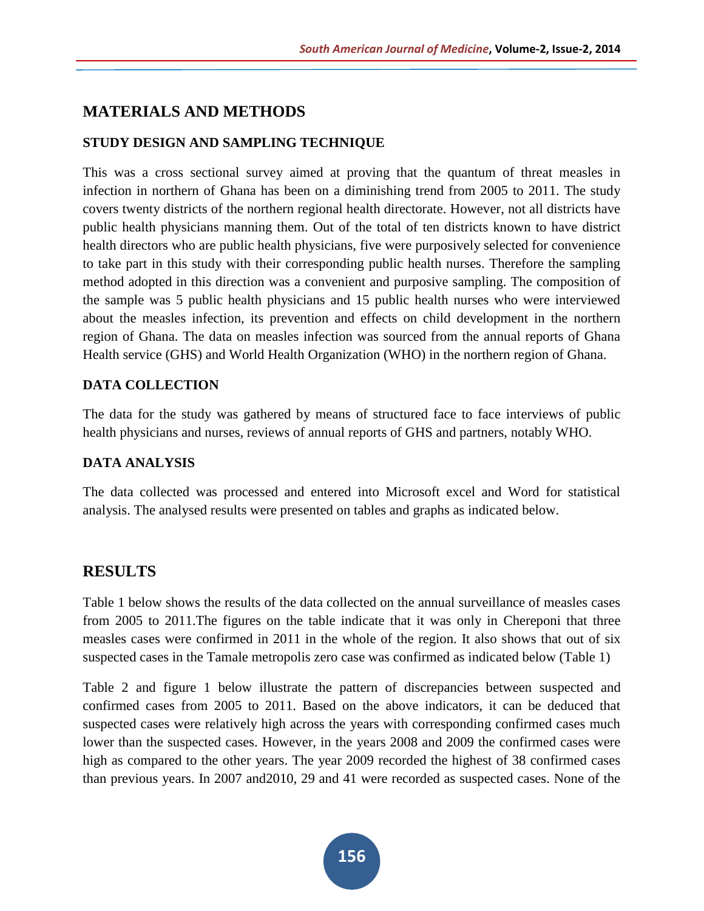## MATERIALS AND METHODS

### STUDY DESIGN AND SAMPLING TECHNIQUE

This was a cross sectional survey aimed at proving that the quantum of threat measles in infection in northern of Ghana has been on a diminishing trend from 2005 to 2011. The study covers twenty districts of the northern regional health directorate. However, not all districts have public health physicians manning them. Out of the total of ten districts known to have district health directors who are public health physicians, five were purposively selected for convenience to take part in this study with their corresponding public health nurses. Therefore the sampling method adopted in this direction was a convenient and purposive sampling. The composition of the sample was 5 public health physicians and 15 public health nurses who were interviewed about the measles infection, its prevention and effects on child development in the northern region of Ghana. The data on measles infection was sourced from the annual reports of Ghana Health service (GHS) and World Health Organization (WHO) in the northern region of Ghana.

### DATA COLLECTION

The data for the study was gathered by means of structured face to face interviews of public health physicians and nurses, reviews of annual reports of GHS and partners, notably WHO.

### DATA ANALYSIS

The data collected was processed and entered into Microsoft excel and Word for statistical analysis. The analysed results were presented on tables and graphs as indicated below.

## RESULTS

Table 1 below shows the results of the data collected on the annual surveillance of measles cases from 2005 to 2011.The figures on the table indicate that it was only in Chereponi that three measles cases were confirmed in 2011 in the whole of the region. It also shows that out of six suspected cases in the Tamale metropolis zero case was confirmed as indicated below (Table 1)

Table 2 and figure 1 below illustrate the pattern of discrepancies between suspected and confirmed cases from 2005 to 2011. Based on the above indicators, it can be deduced that suspected cases were relatively high across the years with corresponding confirmed cases much lower than the suspected cases. However, in the years 2008 and 2009 the confirmed cases were high as compared to the other years. The year 2009 recorded the highest of 38 confirmed cases than previous years. In 2007 and2010, 29 and 41 were recorded as suspected cases. None of the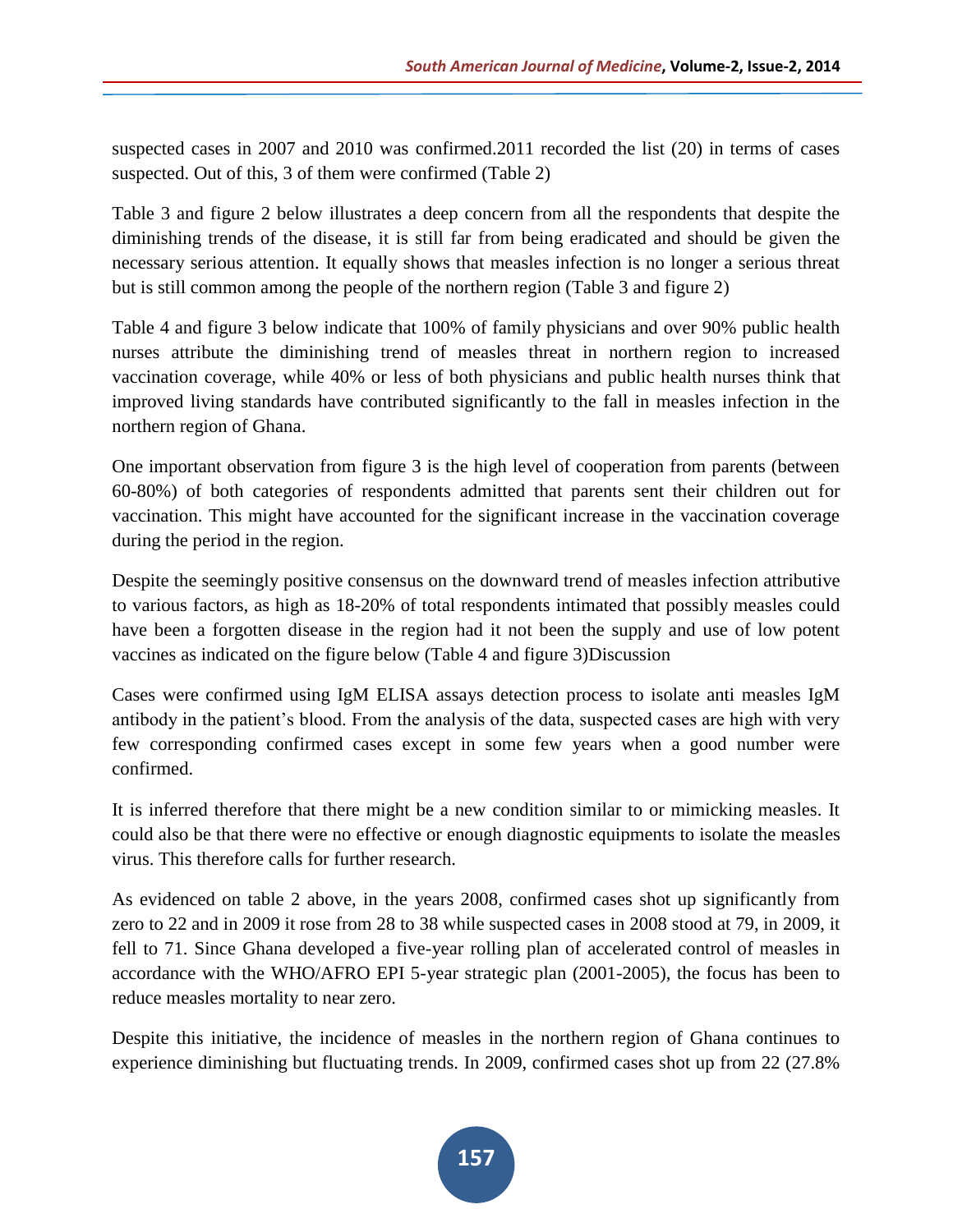suspected cases in 2007 and 2010 was confirmed.2011 recorded the list (20) in terms of cases suspected. Out of this, 3 of them were confirmed (Table 2)

Table 3 and figure 2 below illustrates a deep concern from all the respondents that despite the diminishing trends of the disease, it is still far from being eradicated and should be given the necessary serious attention. It equally shows that measles infection is no longer a serious threat but is still common among the people of the northern region (Table 3 and figure 2)

Table 4 and figure 3 below indicate that 100% of family physicians and over 90% public health nurses attribute the diminishing trend of measles threat in northern region to increased vaccination coverage, while 40% or less of both physicians and public health nurses think that improved living standards have contributed significantly to the fall in measles infection in the northern region of Ghana.

One important observation from figure 3 is the high level of cooperation from parents (between 60-80%) of both categories of respondents admitted that parents sent their children out for vaccination. This might have accounted for the significant increase in the vaccination coverage during the period in the region.

Despite the seemingly positive consensus on the downward trend of measles infection attributive to various factors, as high as 18-20% of total respondents intimated that possibly measles could have been a forgotten disease in the region had it not been the supply and use of low potent vaccines as indicated on the figure below (Table 4 and figure 3)Discussion

Cases were confirmed using IgM ELISA assays detection process to isolate anti measles IgM antibody in the patient's blood. From the analysis of the data, suspected cases are high with very few corresponding confirmed cases except in some few years when a good number were confirmed.

It is inferred therefore that there might be a new condition similar to or mimicking measles. It could also be that there were no effective or enough diagnostic equipments to isolate the measles virus. This therefore calls for further research.

As evidenced on table 2 above, in the years 2008, confirmed cases shot up significantly from zero to 22 and in 2009 it rose from 28 to 38 while suspected cases in 2008 stood at 79, in 2009, it fell to 71. Since Ghana developed a five-year rolling plan of accelerated control of measles in accordance with the WHO/AFRO EPI 5-year strategic plan (2001-2005), the focus has been to reduce measles mortality to near zero.

Despite this initiative, the incidence of measles in the northern region of Ghana continues to experience diminishing but fluctuating trends. In 2009, confirmed cases shot up from 22 (27.8%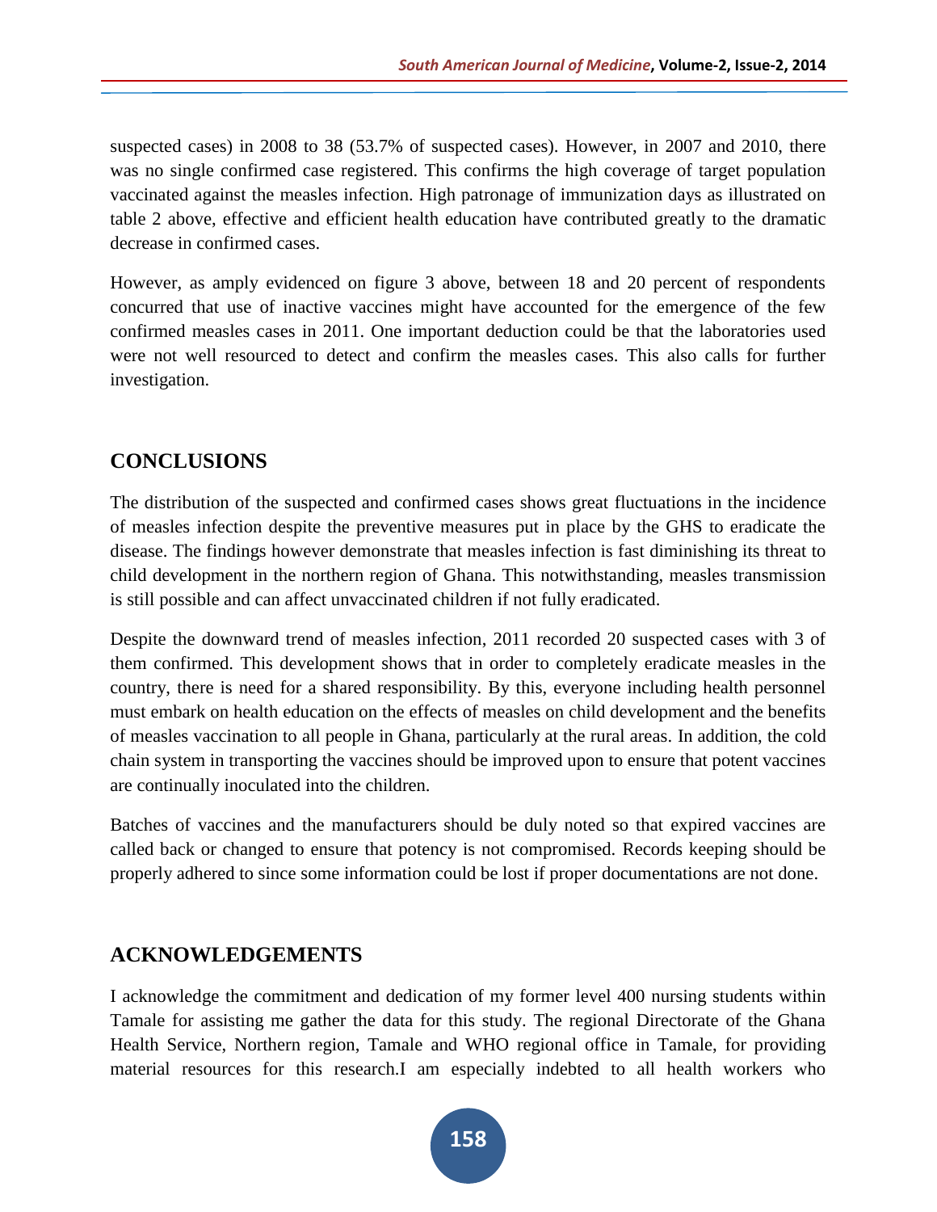suspected cases) in 2008 to 38 (53.7% of suspected cases). However, in 2007 and 2010, there was no single confirmed case registered. This confirms the high coverage of target population vaccinated against the measles infection. High patronage of immunization days as illustrated on table 2 above, effective and efficient health education have contributed greatly to the dramatic decrease in confirmed cases.

However, as amply evidenced on figure 3 above, between 18 and 20 percent of respondents concurred that use of inactive vaccines might have accounted for the emergence of the few confirmed measles cases in 2011. One important deduction could be that the laboratories used were not well resourced to detect and confirm the measles cases. This also calls for further investigation.

## CONCLUSIONS

The distribution of the suspected and confirmed cases shows great fluctuations in the incidence of measles infection despite the preventive measures put in place by the GHS to eradicate the disease. The findings however demonstrate that measles infection is fast diminishing its threat to child development in the northern region of Ghana. This notwithstanding, measles transmission is still possible and can affect unvaccinated children if not fully eradicated.

Despite the downward trend of measles infection, 2011 recorded 20 suspected cases with 3 of them confirmed. This development shows that in order to completely eradicate measles in the country, there is need for a shared responsibility. By this, everyone including health personnel must embark on health education on the effects of measles on child development and the benefits of measles vaccination to all people in Ghana, particularly at the rural areas. In addition, the cold chain system in transporting the vaccines should be improved upon to ensure that potent vaccines are continually inoculated into the children.

Batches of vaccines and the manufacturers should be duly noted so that expired vaccines are called back or changed to ensure that potency is not compromised. Records keeping should be properly adhered to since some information could be lost if proper documentations are not done.

## ACKNOWLEDGEMENTS

I acknowledge the commitment and dedication of my former level 400 nursing students within Tamale for assisting me gather the data for this study. The regional Directorate of the Ghana Health Service, Northern region, Tamale and WHO regional office in Tamale, for providing material resources for this research.I am especially indebted to all health workers who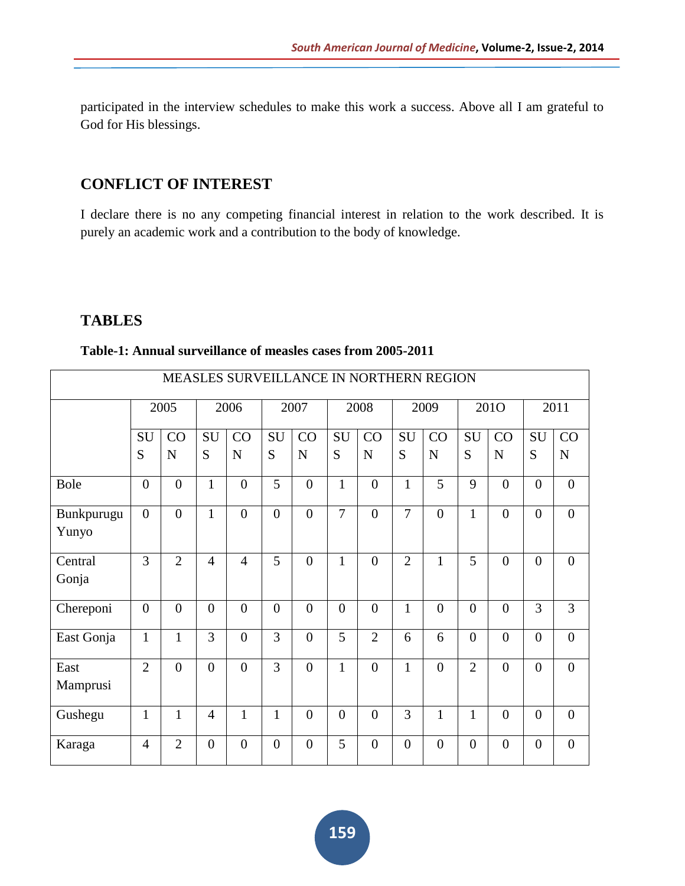participated in the interview schedules to make this work a success. Above all I am grateful to God for His blessings.

## CONFLICT OF INTEREST

I declare there is no any competing financial interest in relation to the work described. It is purely an academic work and a contribution to the body of knowledge.

## TABLES

**Table-1: Annual surveillance of measles cases from 2005-2011**

| MEASLES SURVEILLANCE IN NORTHERN REGION | | | | | | | | | | | | | | |
|---|---|---|---|---|---|---|---|---|---|---|---|---|---|---|
| | 2005 | | 2006 | | 2007 | | 2008 | | 2009 | | 201O | | 2011 | |
| | SUS | CON | SUS | CON | SUS | CON | SUS | CON | SUS | CON | SUS | CON | SUS | CON |
| Bole | 0 | 0 | 1 | 0 | 5 | 0 | 1 | 0 | 1 | 5 | 9 | 0 | 0 | 0 |
| Bunkpurugu Yunyo | 0 | 0 | 1 | 0 | 0 | 0 | 7 | 0 | 7 | 0 | 1 | 0 | 0 | 0 |
| Central Gonja | 3 | 2 | 4 | 4 | 5 | 0 | 1 | 0 | 2 | 1 | 5 | 0 | 0 | 0 |
| Chereponi | 0 | 0 | 0 | 0 | 0 | 0 | 0 | 0 | 1 | 0 | 0 | 0 | 3 | 3 |
| East Gonja | 1 | 1 | 3 | 0 | 3 | 0 | 5 | 2 | 6 | 6 | 0 | 0 | 0 | 0 |
| East Mamprusi | 2 | 0 | 0 | 0 | 3 | 0 | 1 | 0 | 1 | 0 | 2 | 0 | 0 | 0 |
| Gushegu | 1 | 1 | 4 | 1 | 1 | 0 | 0 | 0 | 3 | 1 | 1 | 0 | 0 | 0 |
| Karaga | 4 | 2 | 0 | 0 | 0 | 0 | 5 | 0 | 0 | 0 | 0 | 0 | 0 | 0 |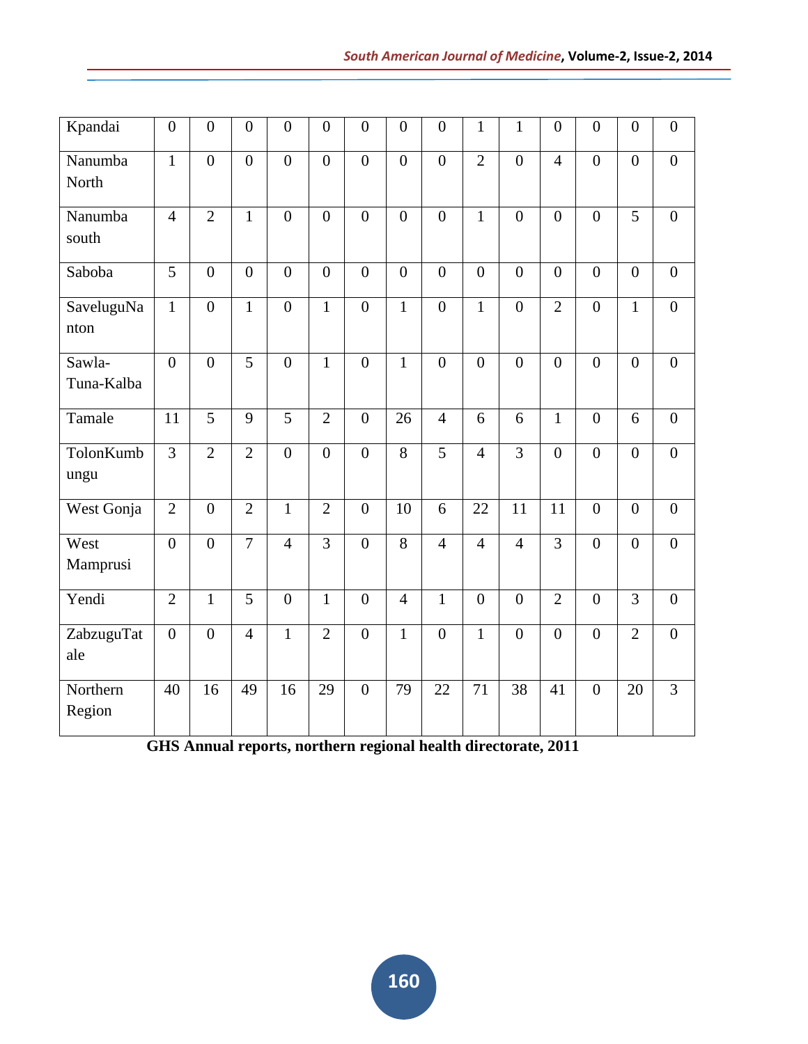| Kpandai | 0 | 0 | 0 | 0 | 0 | 0 | 0 | 0 | 1 | 1 | 0 | 0 | 0 | 0 |
|---|---|---|---|---|---|---|---|---|---|---|---|---|---|---|
| Nanumba North | 1 | 0 | 0 | 0 | 0 | 0 | 0 | 0 | 2 | 0 | 4 | 0 | 0 | 0 |
| Nanumba south | 4 | 2 | 1 | 0 | 0 | 0 | 0 | 0 | 1 | 0 | 0 | 0 | 5 | 0 |
| Saboba | 5 | 0 | 0 | 0 | 0 | 0 | 0 | 0 | 0 | 0 | 0 | 0 | 0 | 0 |
| SaveluguNanton | 1 | 0 | 1 | 0 | 1 | 0 | 1 | 0 | 1 | 0 | 2 | 0 | 1 | 0 |
| Sawla-Tuna-Kalba | 0 | 0 | 5 | 0 | 1 | 0 | 1 | 0 | 0 | 0 | 0 | 0 | 0 | 0 |
| Tamale | 11 | 5 | 9 | 5 | 2 | 0 | 26 | 4 | 6 | 6 | 1 | 0 | 6 | 0 |
| TolonKumbungu | 3 | 2 | 2 | 0 | 0 | 0 | 8 | 5 | 4 | 3 | 0 | 0 | 0 | 0 |
| West Gonja | 2 | 0 | 2 | 1 | 2 | 0 | 10 | 6 | 22 | 11 | 11 | 0 | 0 | 0 |
| West Mamprusi | 0 | 0 | 7 | 4 | 3 | 0 | 8 | 4 | 4 | 4 | 3 | 0 | 0 | 0 |
| Yendi | 2 | 1 | 5 | 0 | 1 | 0 | 4 | 1 | 0 | 0 | 2 | 0 | 3 | 0 |
| ZabzuguTatale | 0 | 0 | 4 | 1 | 2 | 0 | 1 | 0 | 1 | 0 | 0 | 0 | 2 | 0 |
| Northern Region | 40 | 16 | 49 | 16 | 29 | 0 | 79 | 22 | 71 | 38 | 41 | 0 | 20 | 3 |

**GHS Annual reports, northern regional health directorate, 2011**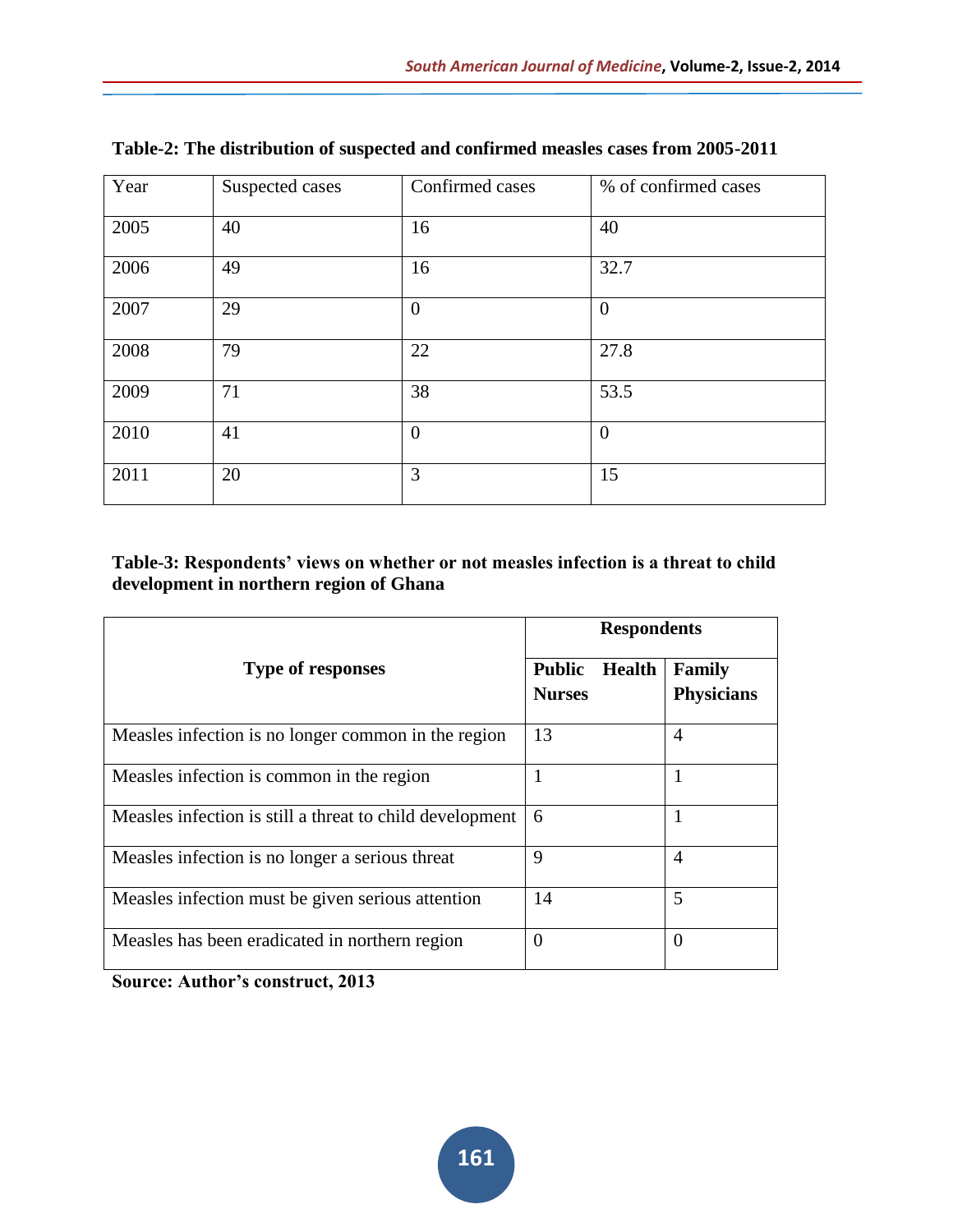**Table-2: The distribution of suspected and confirmed measles cases from 2005-2011**

| Year | Suspected cases | Confirmed cases | % of confirmed cases |
|---|---|---|---|
| 2005 | 40 | 16 | 40 |
| 2006 | 49 | 16 | 32.7 |
| 2007 | 29 | 0 | 0 |
| 2008 | 79 | 22 | 27.8 |
| 2009 | 71 | 38 | 53.5 |
| 2010 | 41 | 0 | 0 |
| 2011 | 20 | 3 | 15 |

**Table-3: Respondents' views on whether or not measles infection is a threat to child development in northern region of Ghana**

| Type of responses | Respondents | |
|---|---|---|
| | **Public Health Nurses** | **Family Physicians** |
| Measles infection is no longer common in the region | 13 | 4 |
| Measles infection is common in the region | 1 | 1 |
| Measles infection is still a threat to child development | 6 | 1 |
| Measles infection is no longer a serious threat | 9 | 4 |
| Measles infection must be given serious attention | 14 | 5 |
| Measles has been eradicated in northern region | 0 | 0 |

**Source: Author's construct, 2013**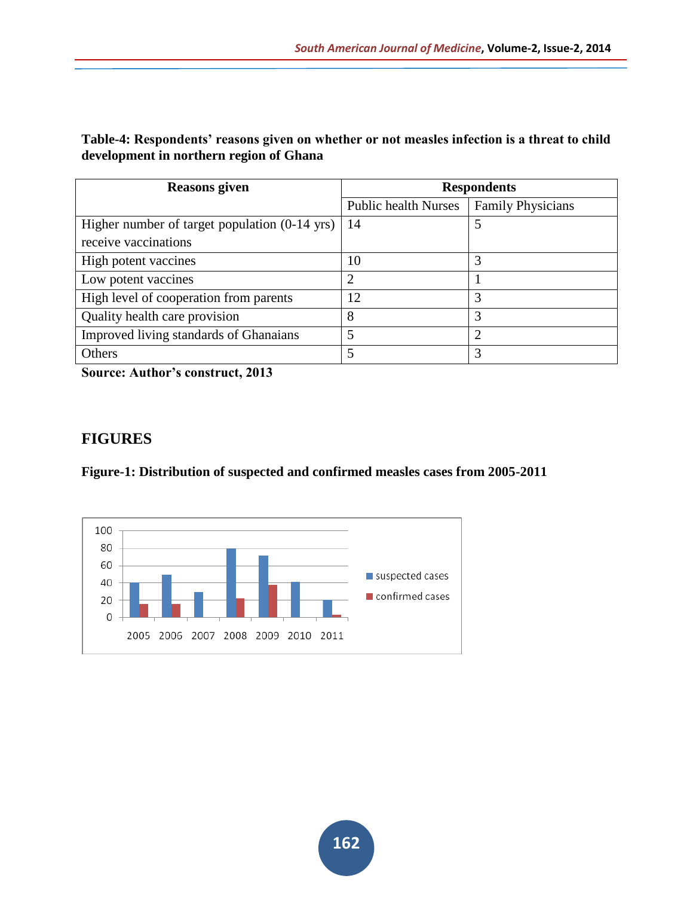**Table-4: Respondents' reasons given on whether or not measles infection is a threat to child development in northern region of Ghana**

| Reasons given | Respondents | |
|---|---|---|
| | Public health Nurses | Family Physicians |
| Higher number of target population (0-14 yrs) receive vaccinations | 14 | 5 |
| High potent vaccines | 10 | 3 |
| Low potent vaccines | 2 | 1 |
| High level of cooperation from parents | 12 | 3 |
| Quality health care provision | 8 | 3 |
| Improved living standards of Ghanaians | 5 | 2 |
| Others | 5 | 3 |

**Source: Author's construct, 2013**

## FIGURES

**Figure-1: Distribution of suspected and confirmed measles cases from 2005-2011**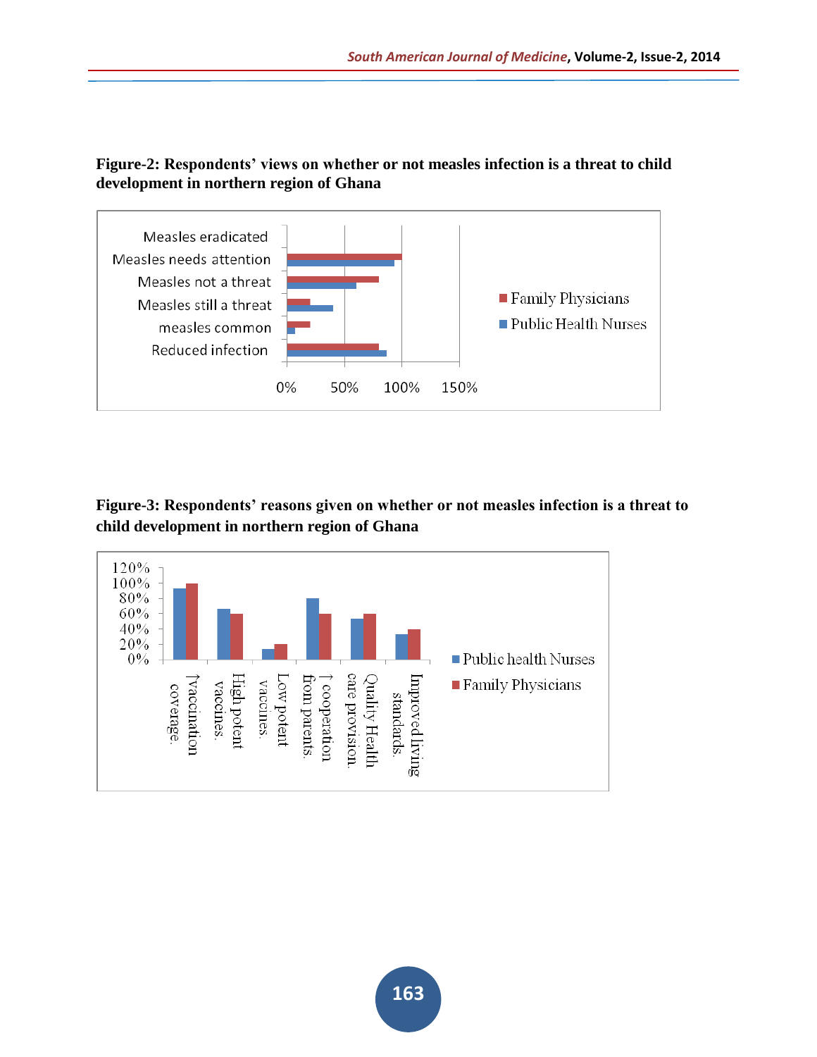**Figure-2: Respondents' views on whether or not measles infection is a threat to child development in northern region of Ghana**

**Figure-3: Respondents' reasons given on whether or not measles infection is a threat to child development in northern region of Ghana**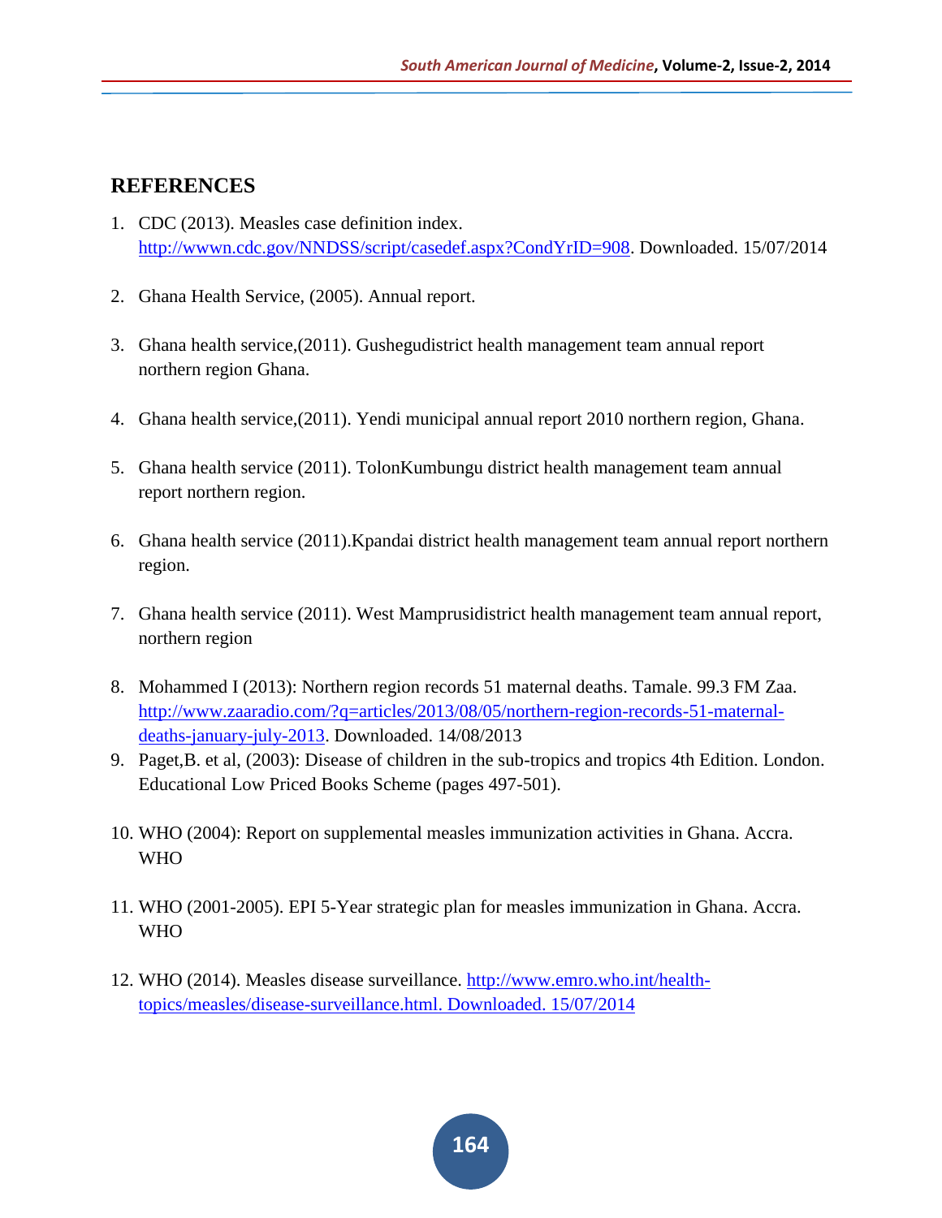## REFERENCES

1. CDC (2013). Measles case definition index. http://wwwn.cdc.gov/NNDSS/script/casedef.aspx?CondYrID=908. Downloaded. 15/07/2014

2. Ghana Health Service, (2005). Annual report.

3. Ghana health service,(2011). Gushegudistrict health management team annual report northern region Ghana.

4. Ghana health service,(2011). Yendi municipal annual report 2010 northern region, Ghana.

5. Ghana health service (2011). TolonKumbungu district health management team annual report northern region.

6. Ghana health service (2011).Kpandai district health management team annual report northern region.

7. Ghana health service (2011). West Mamprusidistrict health management team annual report, northern region

8. Mohammed I (2013): Northern region records 51 maternal deaths. Tamale. 99.3 FM Zaa. http://www.zaaradio.com/?q=articles/2013/08/05/northern-region-records-51-maternal-deaths-january-july-2013. Downloaded. 14/08/2013
9. Paget,B. et al, (2003): Disease of children in the sub-tropics and tropics 4th Edition. London. Educational Low Priced Books Scheme (pages 497-501).

10. WHO (2004): Report on supplemental measles immunization activities in Ghana. Accra. WHO

11. WHO (2001-2005). EPI 5-Year strategic plan for measles immunization in Ghana. Accra. WHO

12. WHO (2014). Measles disease surveillance. http://www.emro.who.int/health-topics/measles/disease-surveillance.html. Downloaded. 15/07/2014